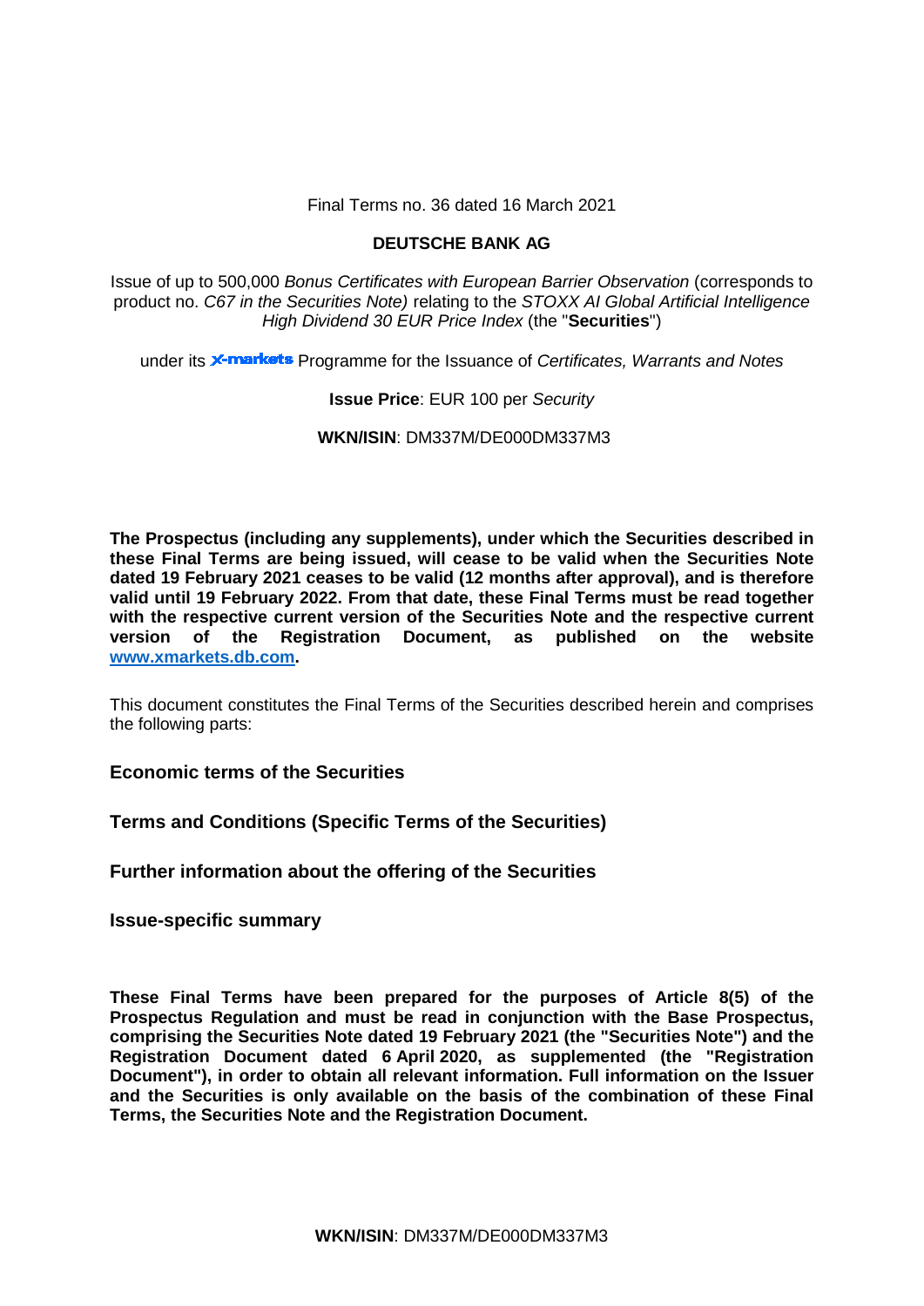Final Terms no. 36 dated 16 March 2021

**DEUTSCHE BANK AG**

Issue of up to 500,000 *Bonus Certificates with European Barrier Observation* (corresponds to product no. *C67 in the Securities Note)* relating to the *STOXX AI Global Artificial Intelligence High Dividend 30 EUR Price Index* (the "**Securities**")

under its X-markets Programme for the Issuance of *Certificates, Warrants and Notes*

**Issue Price**: EUR 100 per *Security*

**WKN/ISIN**: DM337M/DE000DM337M3

**The Prospectus (including any supplements), under which the Securities described in these Final Terms are being issued, will cease to be valid when the Securities Note dated 19 February 2021 ceases to be valid (12 months after approval), and is therefore valid until 19 February 2022. From that date, these Final Terms must be read together with the respective current version of the Securities Note and the respective current version of the Registration Document, as published on the website [www.xmarkets.db.com](http://www.xmarkets.db.com).**

This document constitutes the Final Terms of the Securities described herein and comprises the following parts:

**Economic terms of the Securities**

**Terms and Conditions (Specific Terms of the Securities)**

**Further information about the offering of the Securities**

**Issue-specific summary**

**These Final Terms have been prepared for the purposes of Article 8(5) of the Prospectus Regulation and must be read in conjunction with the Base Prospectus, comprising the Securities Note dated 19 February 2021 (the "Securities Note") and the Registration Document dated 6 April 2020, as supplemented (the "Registration Document"), in order to obtain all relevant information. Full information on the Issuer and the Securities is only available on the basis of the combination of these Final Terms, the Securities Note and the Registration Document.**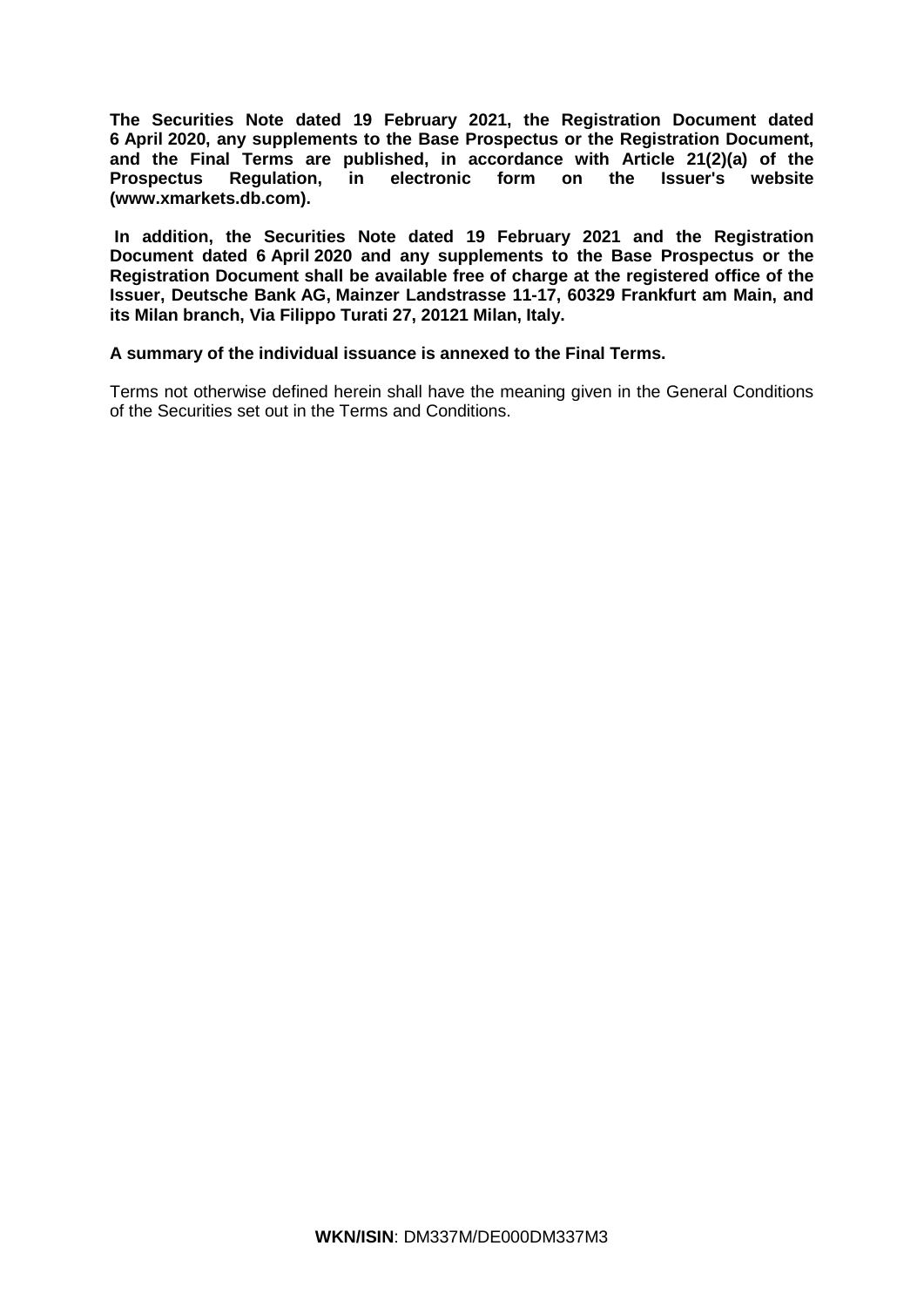**The Securities Note dated 19 February 2021, the Registration Document dated 6 April 2020, any supplements to the Base Prospectus or the Registration Document, and the Final Terms are published, in accordance with Article 21(2)(a) of the Prospectus Regulation, in electronic form on the Issuer's website (www.xmarkets.db.com).**

**In addition, the Securities Note dated 19 February 2021 and the Registration Document dated 6 April 2020 and any supplements to the Base Prospectus or the Registration Document shall be available free of charge at the registered office of the Issuer, Deutsche Bank AG, Mainzer Landstrasse 11-17, 60329 Frankfurt am Main, and its Milan branch, Via Filippo Turati 27, 20121 Milan, Italy.**

**A summary of the individual issuance is annexed to the Final Terms.**

Terms not otherwise defined herein shall have the meaning given in the General Conditions of the Securities set out in the Terms and Conditions.

**WKN/ISIN**: DM337M/DE000DM337M3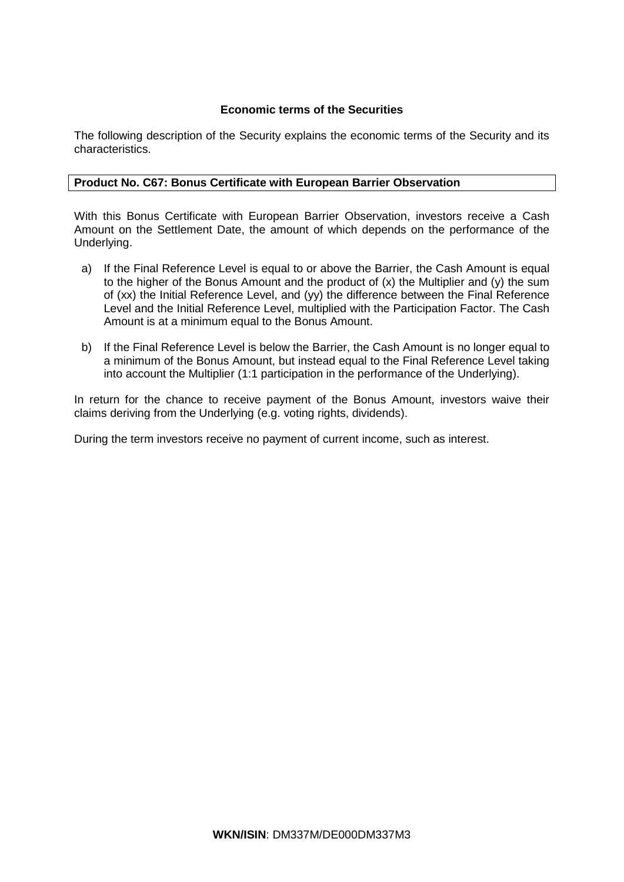## Economic terms of the Securities

The following description of the Security explains the economic terms of the Security and its characteristics.

**Product No. C67: Bonus Certificate with European Barrier Observation**

With this Bonus Certificate with European Barrier Observation, investors receive a Cash Amount on the Settlement Date, the amount of which depends on the performance of the Underlying.

a) If the Final Reference Level is equal to or above the Barrier, the Cash Amount is equal to the higher of the Bonus Amount and the product of (x) the Multiplier and (y) the sum of (xx) the Initial Reference Level, and (yy) the difference between the Final Reference Level and the Initial Reference Level, multiplied with the Participation Factor. The Cash Amount is at a minimum equal to the Bonus Amount.

b) If the Final Reference Level is below the Barrier, the Cash Amount is no longer equal to a minimum of the Bonus Amount, but instead equal to the Final Reference Level taking into account the Multiplier (1:1 participation in the performance of the Underlying).

In return for the chance to receive payment of the Bonus Amount, investors waive their claims deriving from the Underlying (e.g. voting rights, dividends).

During the term investors receive no payment of current income, such as interest.

**WKN/ISIN**: DM337M/DE000DM337M3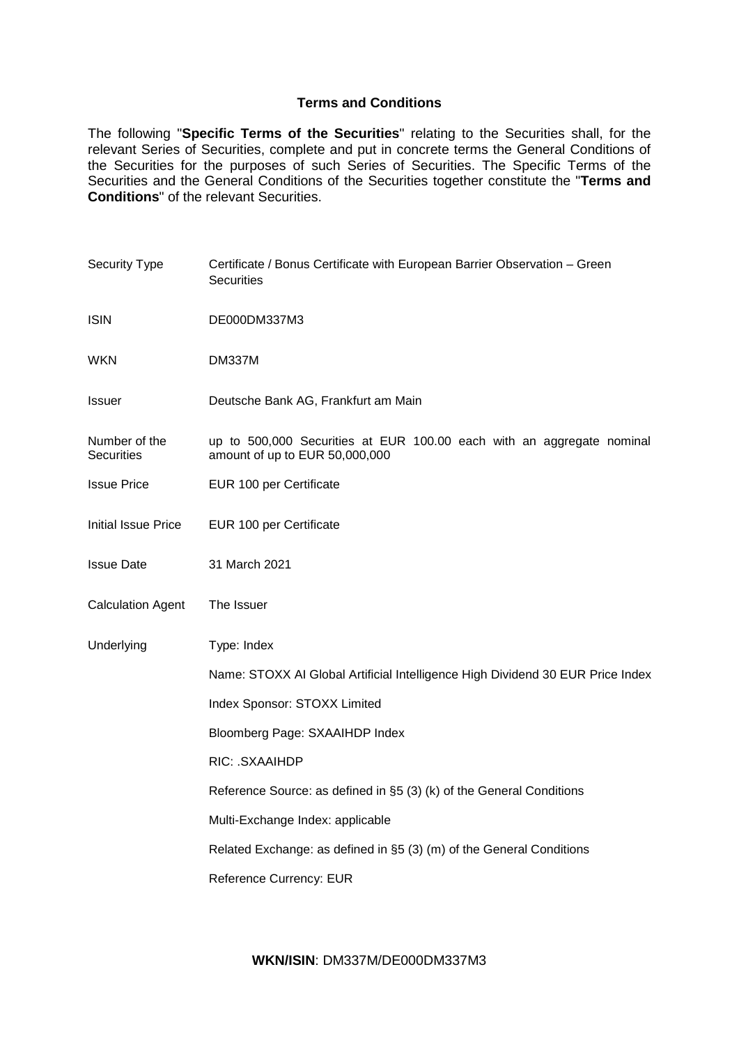## Terms and Conditions

The following "**Specific Terms of the Securities**" relating to the Securities shall, for the relevant Series of Securities, complete and put in concrete terms the General Conditions of the Securities for the purposes of such Series of Securities. The Specific Terms of the Securities and the General Conditions of the Securities together constitute the "**Terms and Conditions**" of the relevant Securities.

| | |
|---|---|
| Security Type | Certificate / Bonus Certificate with European Barrier Observation – Green Securities |
| ISIN | DE000DM337M3 |
| WKN | DM337M |
| Issuer | Deutsche Bank AG, Frankfurt am Main |
| Number of the Securities | up to 500,000 Securities at EUR 100.00 each with an aggregate nominal amount of up to EUR 50,000,000 |
| Issue Price | EUR 100 per Certificate |
| Initial Issue Price | EUR 100 per Certificate |
| Issue Date | 31 March 2021 |
| Calculation Agent | The Issuer |
| Underlying | Type: Index<br><br>Name: STOXX AI Global Artificial Intelligence High Dividend 30 EUR Price Index<br><br>Index Sponsor: STOXX Limited<br><br>Bloomberg Page: SXAAIHDP Index<br><br>RIC: .SXAAIHDP<br><br>Reference Source: as defined in §5 (3) (k) of the General Conditions<br><br>Multi-Exchange Index: applicable<br><br>Related Exchange: as defined in §5 (3) (m) of the General Conditions<br><br>Reference Currency: EUR |

**WKN/ISIN**: DM337M/DE000DM337M3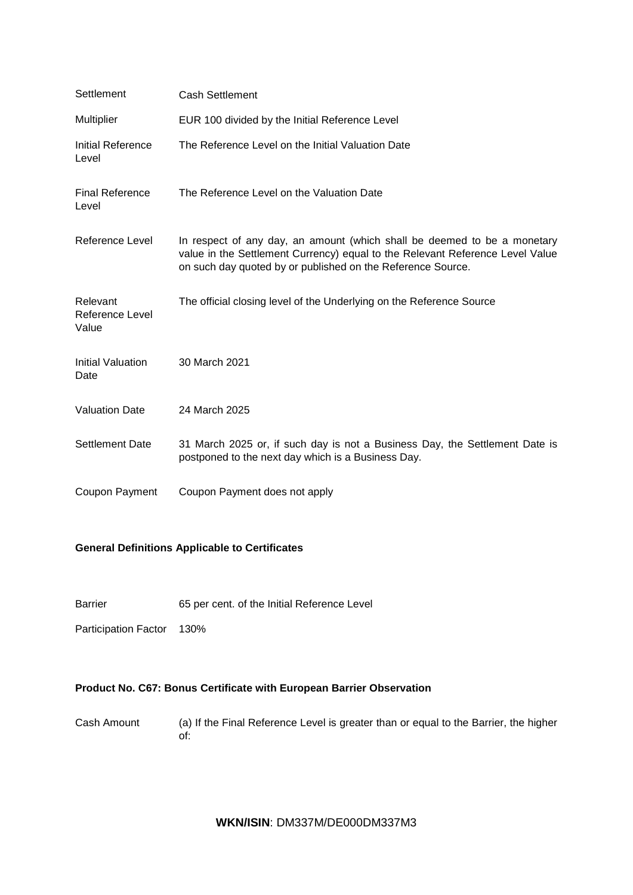| | |
|---|---|
| Settlement | Cash Settlement |
| Multiplier | EUR 100 divided by the Initial Reference Level |
| Initial Reference Level | The Reference Level on the Initial Valuation Date |
| Final Reference Level | The Reference Level on the Valuation Date |
| Reference Level | In respect of any day, an amount (which shall be deemed to be a monetary value in the Settlement Currency) equal to the Relevant Reference Level Value on such day quoted by or published on the Reference Source. |
| Relevant Reference Level Value | The official closing level of the Underlying on the Reference Source |
| Initial Valuation Date | 30 March 2021 |
| Valuation Date | 24 March 2025 |
| Settlement Date | 31 March 2025 or, if such day is not a Business Day, the Settlement Date is postponed to the next day which is a Business Day. |
| Coupon Payment | Coupon Payment does not apply |

**General Definitions Applicable to Certificates**

| | |
|---|---|
| Barrier | 65 per cent. of the Initial Reference Level |
| Participation Factor | 130% |

**Product No. C67: Bonus Certificate with European Barrier Observation**

| | |
|---|---|
| Cash Amount | (a) If the Final Reference Level is greater than or equal to the Barrier, the higher of: |

**WKN/ISIN**: DM337M/DE000DM337M3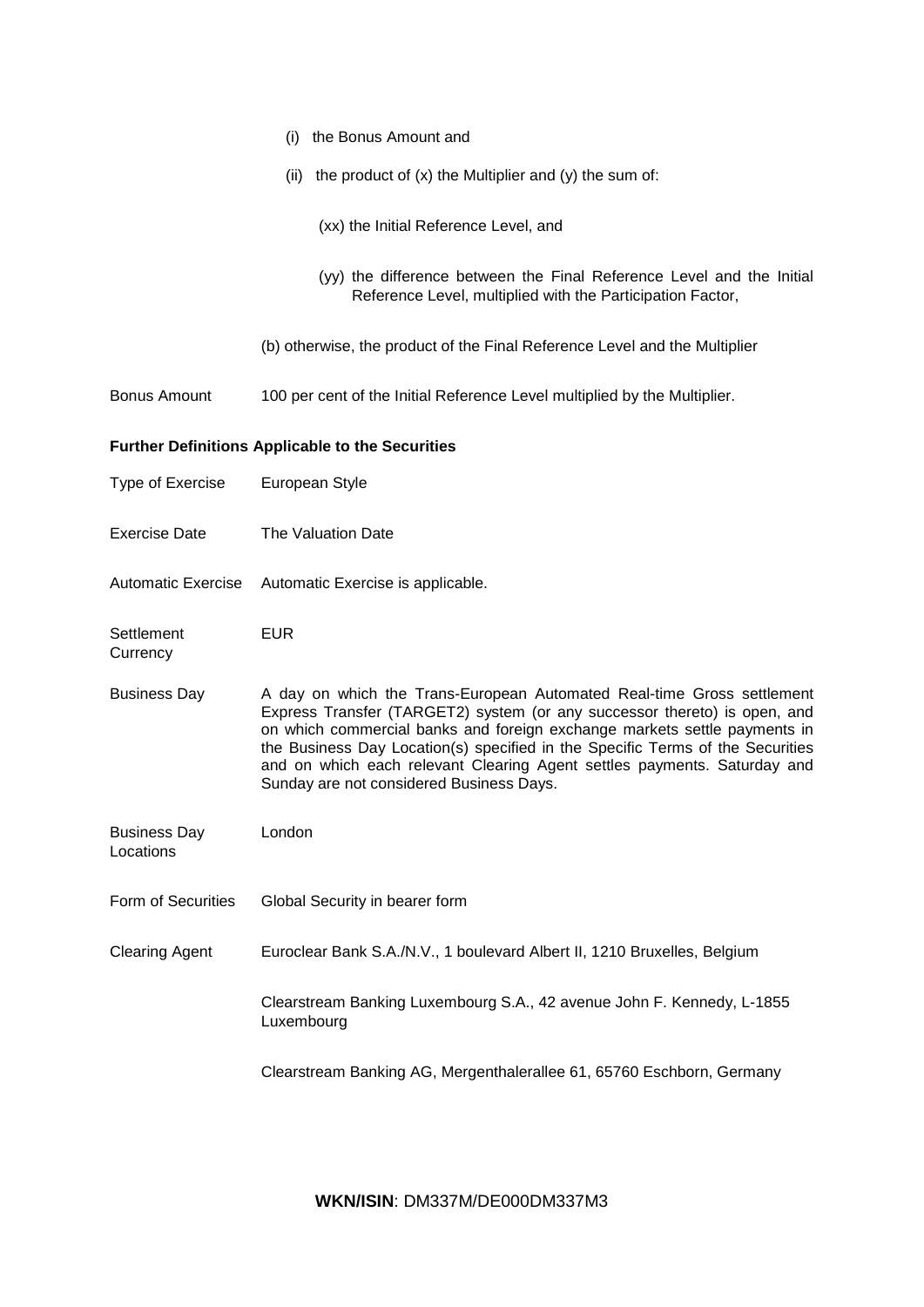(i) the Bonus Amount and

(ii) the product of (x) the Multiplier and (y) the sum of:

(xx) the Initial Reference Level, and

(yy) the difference between the Final Reference Level and the Initial Reference Level, multiplied with the Participation Factor,

(b) otherwise, the product of the Final Reference Level and the Multiplier

| | |
|---|---|
| Bonus Amount | 100 per cent of the Initial Reference Level multiplied by the Multiplier. |

**Further Definitions Applicable to the Securities**

| | |
|---|---|
| Type of Exercise | European Style |
| Exercise Date | The Valuation Date |
| Automatic Exercise | Automatic Exercise is applicable. |
| Settlement Currency | EUR |
| Business Day | A day on which the Trans-European Automated Real-time Gross settlement Express Transfer (TARGET2) system (or any successor thereto) is open, and on which commercial banks and foreign exchange markets settle payments in the Business Day Location(s) specified in the Specific Terms of the Securities and on which each relevant Clearing Agent settles payments. Saturday and Sunday are not considered Business Days. |
| Business Day Locations | London |
| Form of Securities | Global Security in bearer form |
| Clearing Agent | Euroclear Bank S.A./N.V., 1 boulevard Albert II, 1210 Bruxelles, Belgium<br><br>Clearstream Banking Luxembourg S.A., 42 avenue John F. Kennedy, L-1855 Luxembourg<br><br>Clearstream Banking AG, Mergenthalerallee 61, 65760 Eschborn, Germany |

**WKN/ISIN**: DM337M/DE000DM337M3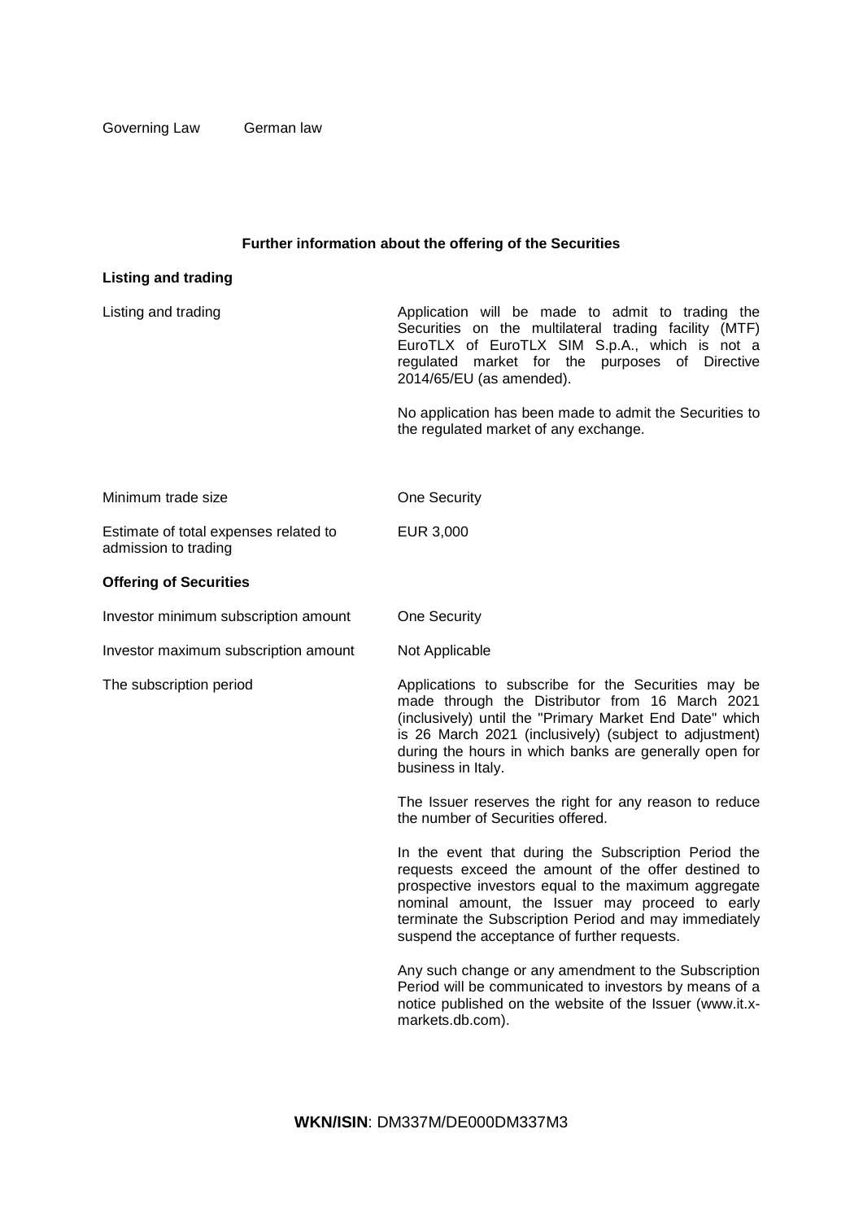| | |
|---|---|
| Governing Law | German law |

## Further information about the offering of the Securities

### Listing and trading

| | |
|---|---|
| Listing and trading | Application will be made to admit to trading the Securities on the multilateral trading facility (MTF) EuroTLX of EuroTLX SIM S.p.A., which is not a regulated market for the purposes of Directive 2014/65/EU (as amended).<br><br>No application has been made to admit the Securities to the regulated market of any exchange. |
| Minimum trade size | One Security |
| Estimate of total expenses related to admission to trading | EUR 3,000 |

### Offering of Securities

| | |
|---|---|
| Investor minimum subscription amount | One Security |
| Investor maximum subscription amount | Not Applicable |
| The subscription period | Applications to subscribe for the Securities may be made through the Distributor from 16 March 2021 (inclusively) until the "Primary Market End Date" which is 26 March 2021 (inclusively) (subject to adjustment) during the hours in which banks are generally open for business in Italy.<br><br>The Issuer reserves the right for any reason to reduce the number of Securities offered.<br><br>In the event that during the Subscription Period the requests exceed the amount of the offer destined to prospective investors equal to the maximum aggregate nominal amount, the Issuer may proceed to early terminate the Subscription Period and may immediately suspend the acceptance of further requests.<br><br>Any such change or any amendment to the Subscription Period will be communicated to investors by means of a notice published on the website of the Issuer (www.it.x-markets.db.com). |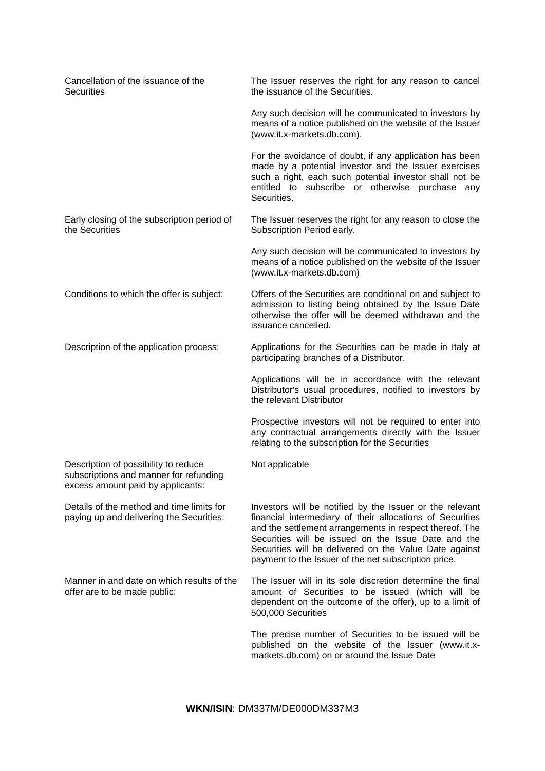| | |
|---|---|
| Cancellation of the issuance of the Securities | The Issuer reserves the right for any reason to cancel the issuance of the Securities.<br><br>Any such decision will be communicated to investors by means of a notice published on the website of the Issuer (www.it.x-markets.db.com).<br><br>For the avoidance of doubt, if any application has been made by a potential investor and the Issuer exercises such a right, each such potential investor shall not be entitled to subscribe or otherwise purchase any Securities. |
| Early closing of the subscription period of the Securities | The Issuer reserves the right for any reason to close the Subscription Period early.<br><br>Any such decision will be communicated to investors by means of a notice published on the website of the Issuer (www.it.x-markets.db.com) |
| Conditions to which the offer is subject: | Offers of the Securities are conditional on and subject to admission to listing being obtained by the Issue Date otherwise the offer will be deemed withdrawn and the issuance cancelled. |
| Description of the application process: | Applications for the Securities can be made in Italy at participating branches of a Distributor.<br><br>Applications will be in accordance with the relevant Distributor's usual procedures, notified to investors by the relevant Distributor<br><br>Prospective investors will not be required to enter into any contractual arrangements directly with the Issuer relating to the subscription for the Securities |
| Description of possibility to reduce subscriptions and manner for refunding excess amount paid by applicants: | Not applicable |
| Details of the method and time limits for paying up and delivering the Securities: | Investors will be notified by the Issuer or the relevant financial intermediary of their allocations of Securities and the settlement arrangements in respect thereof. The Securities will be issued on the Issue Date and the Securities will be delivered on the Value Date against payment to the Issuer of the net subscription price. |
| Manner in and date on which results of the offer are to be made public: | The Issuer will in its sole discretion determine the final amount of Securities to be issued (which will be dependent on the outcome of the offer), up to a limit of 500,000 Securities<br><br>The precise number of Securities to be issued will be published on the website of the Issuer (www.it.x-markets.db.com) on or around the Issue Date |

**WKN/ISIN**: DM337M/DE000DM337M3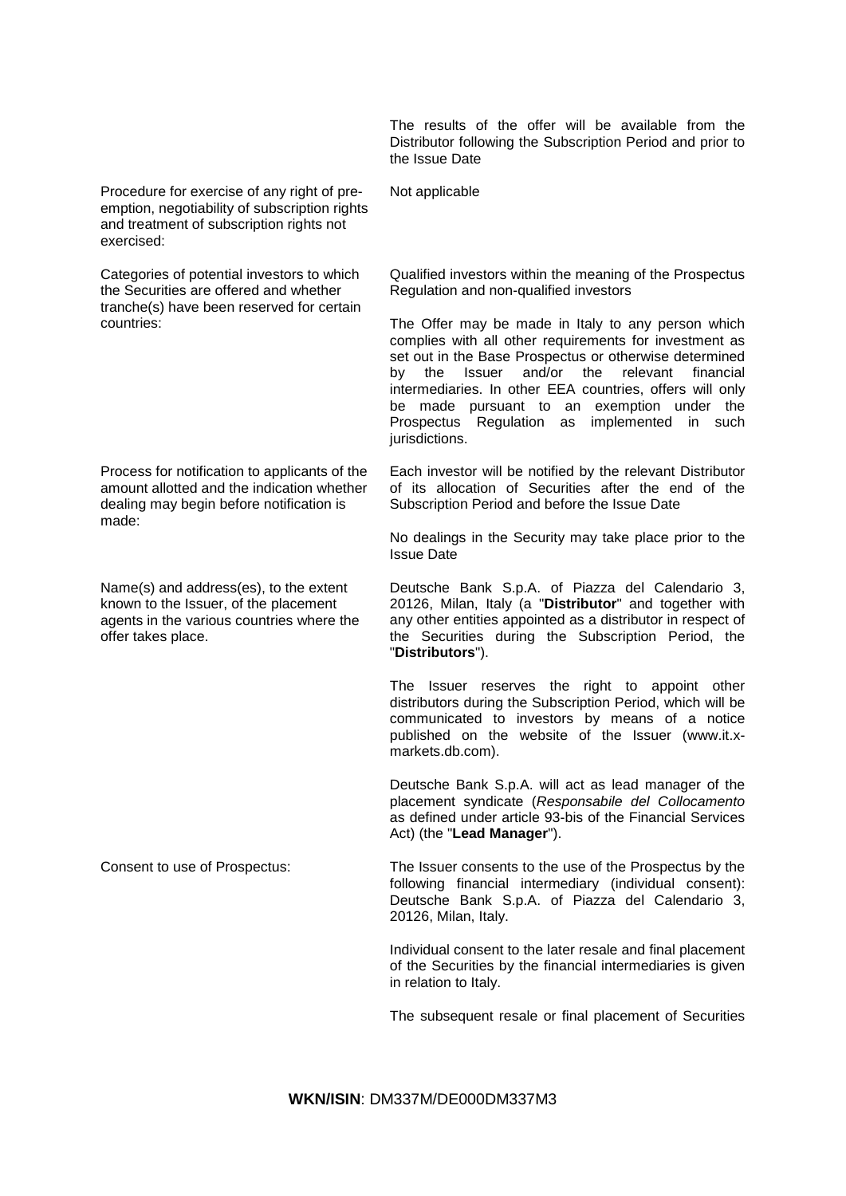| | |
|---|---|
| | The results of the offer will be available from the Distributor following the Subscription Period and prior to the Issue Date |
| Procedure for exercise of any right of pre-emption, negotiability of subscription rights and treatment of subscription rights not exercised: | Not applicable |
| Categories of potential investors to which the Securities are offered and whether tranche(s) have been reserved for certain countries: | Qualified investors within the meaning of the Prospectus Regulation and non-qualified investors<br><br>The Offer may be made in Italy to any person which complies with all other requirements for investment as set out in the Base Prospectus or otherwise determined by the Issuer and/or the relevant financial intermediaries. In other EEA countries, offers will only be made pursuant to an exemption under the Prospectus Regulation as implemented in such jurisdictions. |
| Process for notification to applicants of the amount allotted and the indication whether dealing may begin before notification is made: | Each investor will be notified by the relevant Distributor of its allocation of Securities after the end of the Subscription Period and before the Issue Date<br><br>No dealings in the Security may take place prior to the Issue Date |
| Name(s) and address(es), to the extent known to the Issuer, of the placement agents in the various countries where the offer takes place. | Deutsche Bank S.p.A. of Piazza del Calendario 3, 20126, Milan, Italy (a "**Distributor**" and together with any other entities appointed as a distributor in respect of the Securities during the Subscription Period, the "**Distributors**").<br><br>The Issuer reserves the right to appoint other distributors during the Subscription Period, which will be communicated to investors by means of a notice published on the website of the Issuer (www.it.x-markets.db.com).<br><br>Deutsche Bank S.p.A. will act as lead manager of the placement syndicate (*Responsabile del Collocamento* as defined under article 93-bis of the Financial Services Act) (the "**Lead Manager**"). |
| Consent to use of Prospectus: | The Issuer consents to the use of the Prospectus by the following financial intermediary (individual consent): Deutsche Bank S.p.A. of Piazza del Calendario 3, 20126, Milan, Italy.<br><br>Individual consent to the later resale and final placement of the Securities by the financial intermediaries is given in relation to Italy.<br><br>The subsequent resale or final placement of Securities |

**WKN/ISIN**: DM337M/DE000DM337M3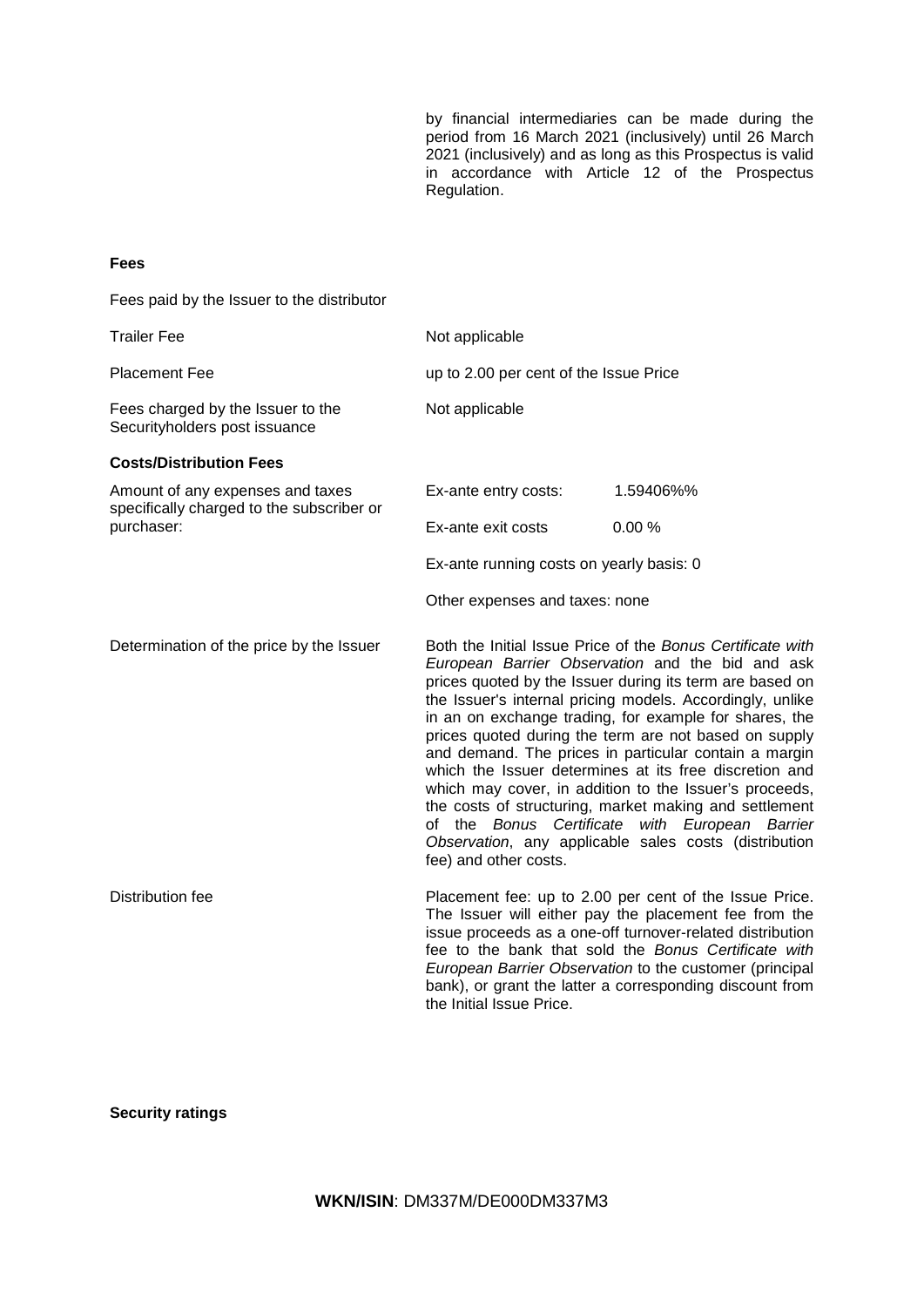by financial intermediaries can be made during the period from 16 March 2021 (inclusively) until 26 March 2021 (inclusively) and as long as this Prospectus is valid in accordance with Article 12 of the Prospectus Regulation.

**Fees**

| | |
|---|---|
| Fees paid by the Issuer to the distributor | |
| Trailer Fee | Not applicable |
| Placement Fee | up to 2.00 per cent of the Issue Price |
| Fees charged by the Issuer to the Securityholders post issuance | Not applicable |

**Costs/Distribution Fees**

| | |
|---|---|
| Amount of any expenses and taxes specifically charged to the subscriber or purchaser: | Ex-ante entry costs: 1.59406%%<br>Ex-ante exit costs 0.00 %<br>Ex-ante running costs on yearly basis: 0<br>Other expenses and taxes: none |
| Determination of the price by the Issuer | Both the Initial Issue Price of the *Bonus Certificate with European Barrier Observation* and the bid and ask prices quoted by the Issuer during its term are based on the Issuer's internal pricing models. Accordingly, unlike in an on exchange trading, for example for shares, the prices quoted during the term are not based on supply and demand. The prices in particular contain a margin which the Issuer determines at its free discretion and which may cover, in addition to the Issuer's proceeds, the costs of structuring, market making and settlement of the *Bonus Certificate with European Barrier Observation*, any applicable sales costs (distribution fee) and other costs. |
| Distribution fee | Placement fee: up to 2.00 per cent of the Issue Price. The Issuer will either pay the placement fee from the issue proceeds as a one-off turnover-related distribution fee to the bank that sold the *Bonus Certificate with European Barrier Observation* to the customer (principal bank), or grant the latter a corresponding discount from the Initial Issue Price. |

**Security ratings**

**WKN/ISIN**: DM337M/DE000DM337M3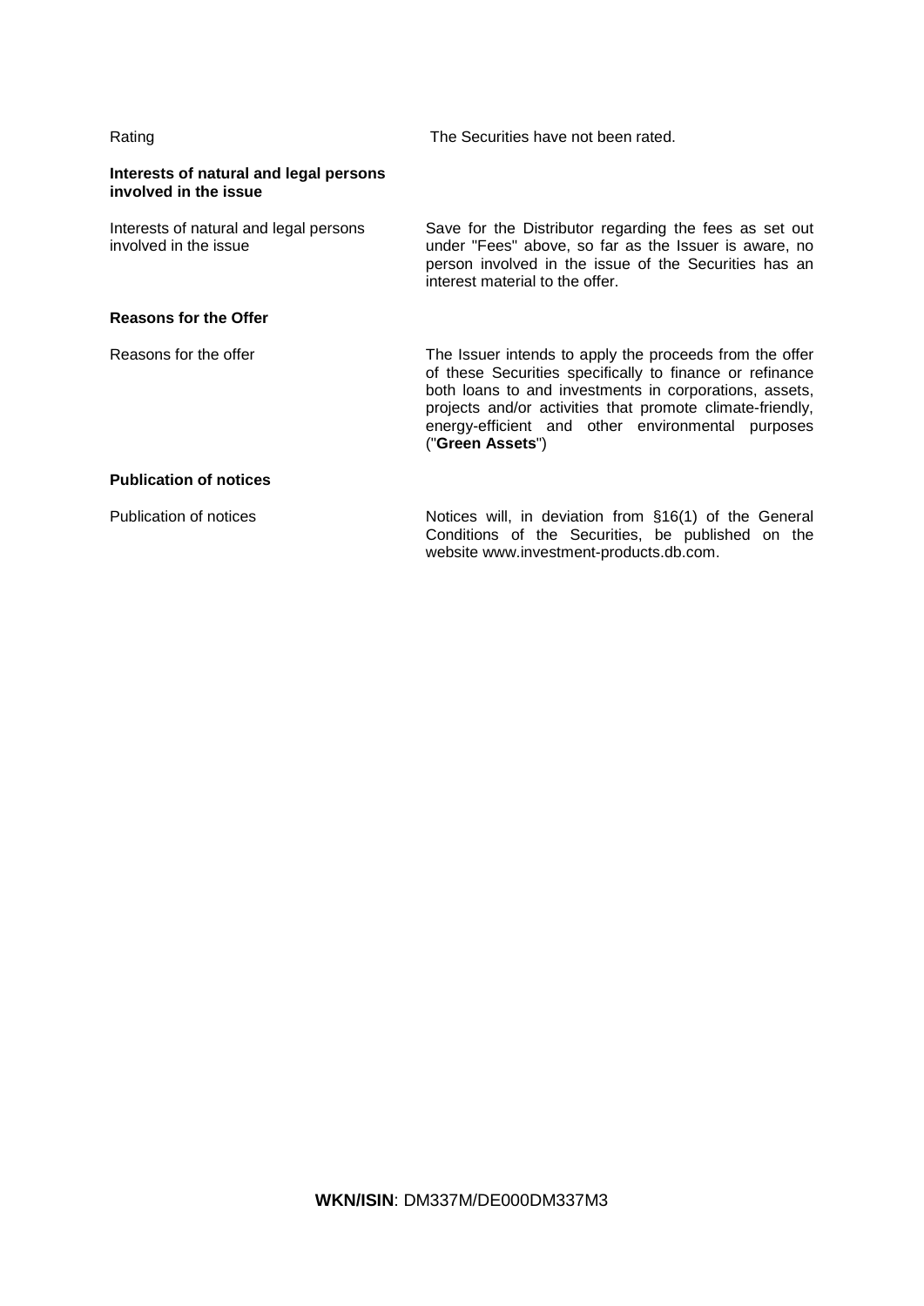| | |
|---|---|
| Rating | The Securities have not been rated. |
| **Interests of natural and legal persons involved in the issue** | |
| Interests of natural and legal persons involved in the issue | Save for the Distributor regarding the fees as set out under "Fees" above, so far as the Issuer is aware, no person involved in the issue of the Securities has an interest material to the offer. |
| **Reasons for the Offer** | |
| Reasons for the offer | The Issuer intends to apply the proceeds from the offer of these Securities specifically to finance or refinance both loans to and investments in corporations, assets, projects and/or activities that promote climate-friendly, energy-efficient and other environmental purposes ("**Green Assets**") |
| **Publication of notices** | |
| Publication of notices | Notices will, in deviation from §16(1) of the General Conditions of the Securities, be published on the website www.investment-products.db.com. |

**WKN/ISIN**: DM337M/DE000DM337M3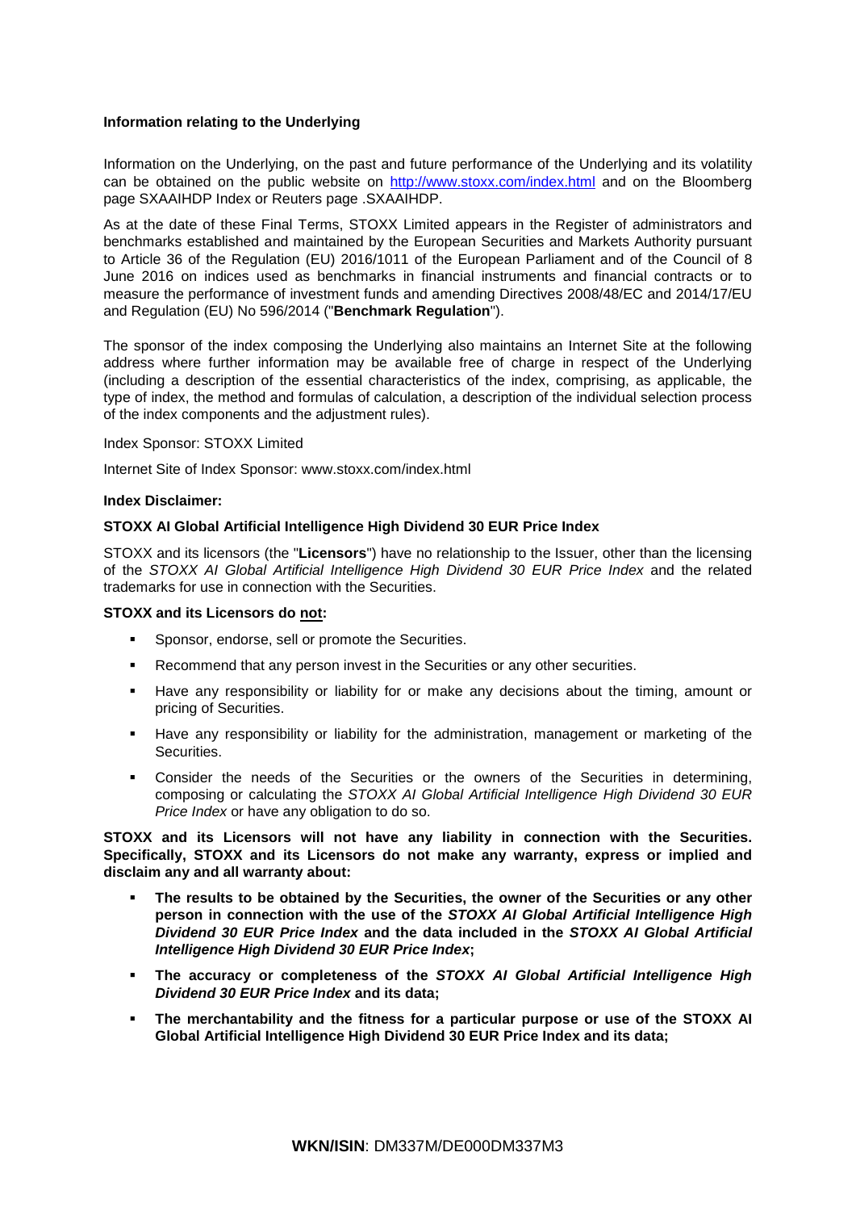**Information relating to the Underlying**

Information on the Underlying, on the past and future performance of the Underlying and its volatility can be obtained on the public website on http://www.stoxx.com/index.html and on the Bloomberg page SXAAIHDP Index or Reuters page .SXAAIHDP.

As at the date of these Final Terms, STOXX Limited appears in the Register of administrators and benchmarks established and maintained by the European Securities and Markets Authority pursuant to Article 36 of the Regulation (EU) 2016/1011 of the European Parliament and of the Council of 8 June 2016 on indices used as benchmarks in financial instruments and financial contracts or to measure the performance of investment funds and amending Directives 2008/48/EC and 2014/17/EU and Regulation (EU) No 596/2014 ("**Benchmark Regulation**").

The sponsor of the index composing the Underlying also maintains an Internet Site at the following address where further information may be available free of charge in respect of the Underlying (including a description of the essential characteristics of the index, comprising, as applicable, the type of index, the method and formulas of calculation, a description of the individual selection process of the index components and the adjustment rules).

Index Sponsor: STOXX Limited

Internet Site of Index Sponsor: www.stoxx.com/index.html

**Index Disclaimer:**

**STOXX AI Global Artificial Intelligence High Dividend 30 EUR Price Index**

STOXX and its licensors (the "**Licensors**") have no relationship to the Issuer, other than the licensing of the *STOXX AI Global Artificial Intelligence High Dividend 30 EUR Price Index* and the related trademarks for use in connection with the Securities.

**STOXX and its Licensors do not:**

- Sponsor, endorse, sell or promote the Securities.
- Recommend that any person invest in the Securities or any other securities.
- Have any responsibility or liability for or make any decisions about the timing, amount or pricing of Securities.
- Have any responsibility or liability for the administration, management or marketing of the Securities.
- Consider the needs of the Securities or the owners of the Securities in determining, composing or calculating the *STOXX AI Global Artificial Intelligence High Dividend 30 EUR Price Index* or have any obligation to do so.

**STOXX and its Licensors will not have any liability in connection with the Securities. Specifically, STOXX and its Licensors do not make any warranty, express or implied and disclaim any and all warranty about:**

- **The results to be obtained by the Securities, the owner of the Securities or any other person in connection with the use of the *STOXX AI Global Artificial Intelligence High Dividend 30 EUR Price Index* and the data included in the *STOXX AI Global Artificial Intelligence High Dividend 30 EUR Price Index*;**
- **The accuracy or completeness of the *STOXX AI Global Artificial Intelligence High Dividend 30 EUR Price Index* and its data;**
- **The merchantability and the fitness for a particular purpose or use of the STOXX AI Global Artificial Intelligence High Dividend 30 EUR Price Index and its data;**

**WKN/ISIN**: DM337M/DE000DM337M3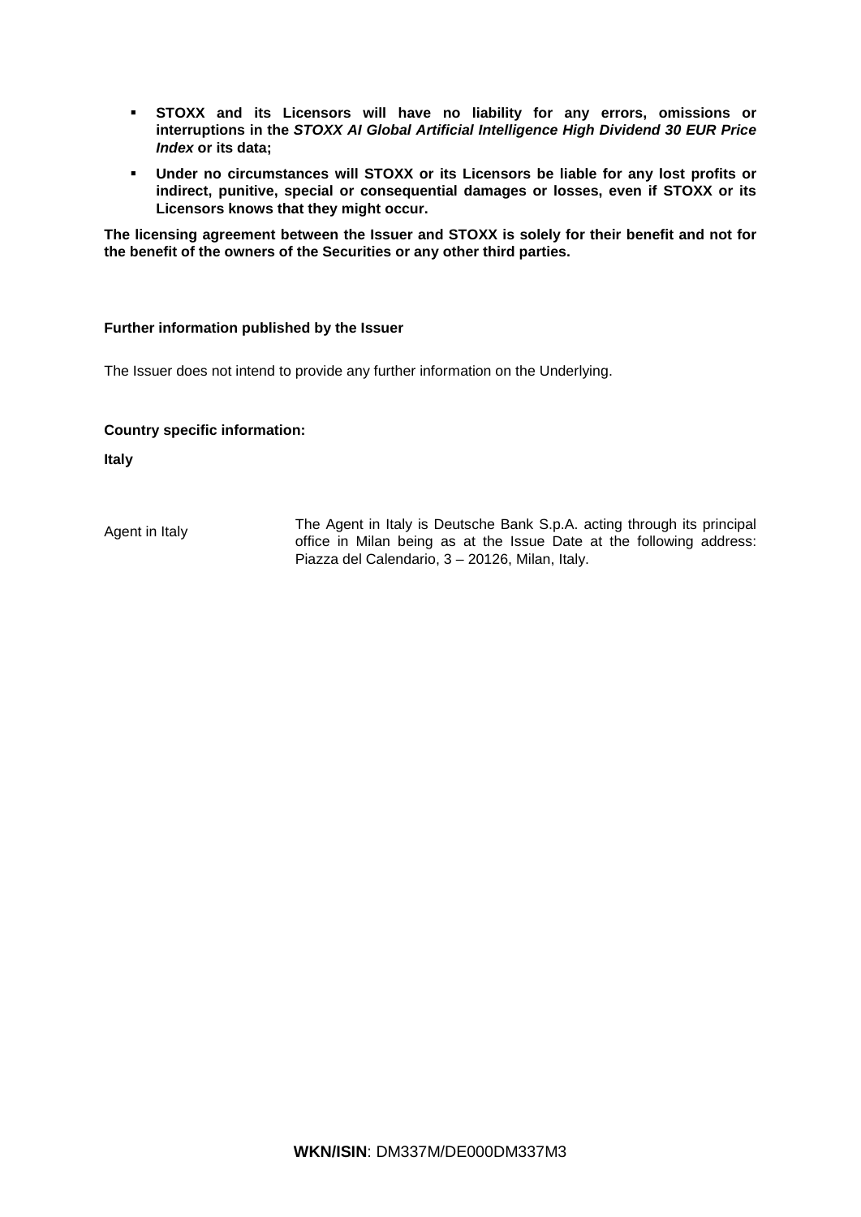- **STOXX and its Licensors will have no liability for any errors, omissions or interruptions in the *STOXX AI Global Artificial Intelligence High Dividend 30 EUR Price Index* or its data;**
- **Under no circumstances will STOXX or its Licensors be liable for any lost profits or indirect, punitive, special or consequential damages or losses, even if STOXX or its Licensors knows that they might occur.**

**The licensing agreement between the Issuer and STOXX is solely for their benefit and not for the benefit of the owners of the Securities or any other third parties.**

**Further information published by the Issuer**

The Issuer does not intend to provide any further information on the Underlying.

**Country specific information:**

**Italy**

| | |
|---|---|
| Agent in Italy | The Agent in Italy is Deutsche Bank S.p.A. acting through its principal office in Milan being as at the Issue Date at the following address: Piazza del Calendario, 3 – 20126, Milan, Italy. |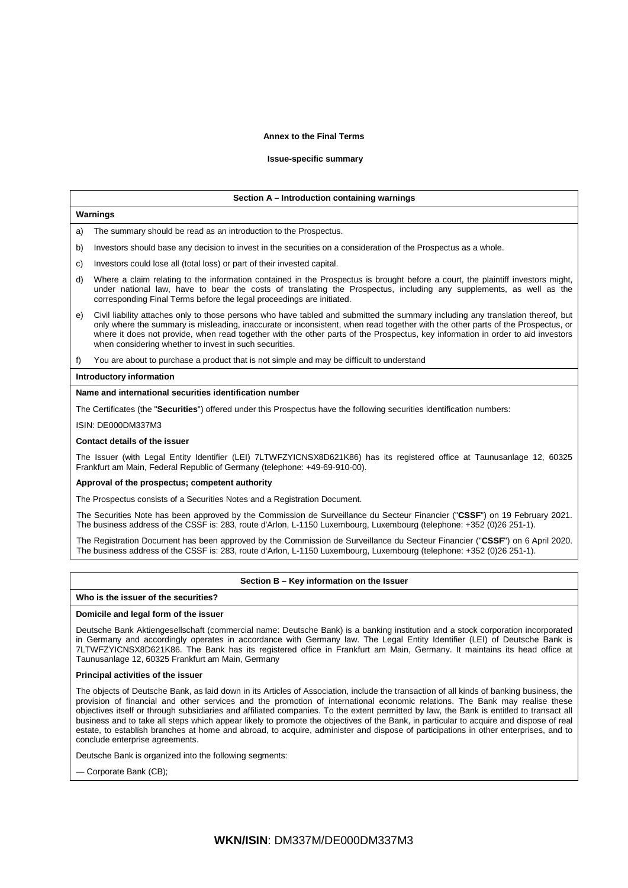**Annex to the Final Terms**

**Issue-specific summary**

## Section A – Introduction containing warnings

**Warnings**

a) The summary should be read as an introduction to the Prospectus.

b) Investors should base any decision to invest in the securities on a consideration of the Prospectus as a whole.

c) Investors could lose all (total loss) or part of their invested capital.

d) Where a claim relating to the information contained in the Prospectus is brought before a court, the plaintiff investors might, under national law, have to bear the costs of translating the Prospectus, including any supplements, as well as the corresponding Final Terms before the legal proceedings are initiated.

e) Civil liability attaches only to those persons who have tabled and submitted the summary including any translation thereof, but only where the summary is misleading, inaccurate or inconsistent, when read together with the other parts of the Prospectus, or where it does not provide, when read together with the other parts of the Prospectus, key information in order to aid investors when considering whether to invest in such securities.

f) You are about to purchase a product that is not simple and may be difficult to understand

**Introductory information**

**Name and international securities identification number**

The Certificates (the "**Securities**") offered under this Prospectus have the following securities identification numbers:

ISIN: DE000DM337M3

**Contact details of the issuer**

The Issuer (with Legal Entity Identifier (LEI) 7LTWFZYICNSX8D621K86) has its registered office at Taunusanlage 12, 60325 Frankfurt am Main, Federal Republic of Germany (telephone: +49-69-910-00).

**Approval of the prospectus; competent authority**

The Prospectus consists of a Securities Notes and a Registration Document.

The Securities Note has been approved by the Commission de Surveillance du Secteur Financier ("**CSSF**") on 19 February 2021. The business address of the CSSF is: 283, route d'Arlon, L-1150 Luxembourg, Luxembourg (telephone: +352 (0)26 251-1).

The Registration Document has been approved by the Commission de Surveillance du Secteur Financier ("**CSSF**") on 6 April 2020. The business address of the CSSF is: 283, route d'Arlon, L-1150 Luxembourg, Luxembourg (telephone: +352 (0)26 251-1).

## Section B – Key information on the Issuer

**Who is the issuer of the securities?**

**Domicile and legal form of the issuer**

Deutsche Bank Aktiengesellschaft (commercial name: Deutsche Bank) is a banking institution and a stock corporation incorporated in Germany and accordingly operates in accordance with Germany law. The Legal Entity Identifier (LEI) of Deutsche Bank is 7LTWFZYICNSX8D621K86. The Bank has its registered office in Frankfurt am Main, Germany. It maintains its head office at Taunusanlage 12, 60325 Frankfurt am Main, Germany

**Principal activities of the issuer**

The objects of Deutsche Bank, as laid down in its Articles of Association, include the transaction of all kinds of banking business, the provision of financial and other services and the promotion of international economic relations. The Bank may realise these objectives itself or through subsidiaries and affiliated companies. To the extent permitted by law, the Bank is entitled to transact all business and to take all steps which appear likely to promote the objectives of the Bank, in particular to acquire and dispose of real estate, to establish branches at home and abroad, to acquire, administer and dispose of participations in other enterprises, and to conclude enterprise agreements.

Deutsche Bank is organized into the following segments:

— Corporate Bank (CB);

**WKN/ISIN**: DM337M/DE000DM337M3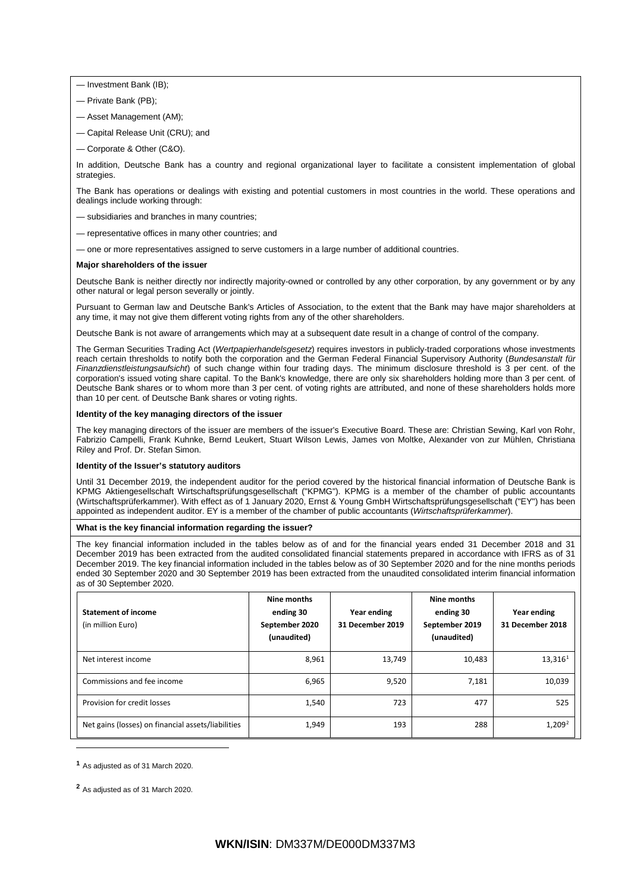— Investment Bank (IB);

— Private Bank (PB);

— Asset Management (AM);

— Capital Release Unit (CRU); and

— Corporate & Other (C&O).

In addition, Deutsche Bank has a country and regional organizational layer to facilitate a consistent implementation of global strategies.

The Bank has operations or dealings with existing and potential customers in most countries in the world. These operations and dealings include working through:

— subsidiaries and branches in many countries;

— representative offices in many other countries; and

— one or more representatives assigned to serve customers in a large number of additional countries.

**Major shareholders of the issuer**

Deutsche Bank is neither directly nor indirectly majority-owned or controlled by any other corporation, by any government or by any other natural or legal person severally or jointly.

Pursuant to German law and Deutsche Bank's Articles of Association, to the extent that the Bank may have major shareholders at any time, it may not give them different voting rights from any of the other shareholders.

Deutsche Bank is not aware of arrangements which may at a subsequent date result in a change of control of the company.

The German Securities Trading Act (*Wertpapierhandelsgesetz*) requires investors in publicly-traded corporations whose investments reach certain thresholds to notify both the corporation and the German Federal Financial Supervisory Authority (*Bundesanstalt für Finanzdienstleistungsaufsicht*) of such change within four trading days. The minimum disclosure threshold is 3 per cent. of the corporation's issued voting share capital. To the Bank's knowledge, there are only six shareholders holding more than 3 per cent. of Deutsche Bank shares or to whom more than 3 per cent. of voting rights are attributed, and none of these shareholders holds more than 10 per cent. of Deutsche Bank shares or voting rights.

**Identity of the key managing directors of the issuer**

The key managing directors of the issuer are members of the issuer's Executive Board. These are: Christian Sewing, Karl von Rohr, Fabrizio Campelli, Frank Kuhnke, Bernd Leukert, Stuart Wilson Lewis, James von Moltke, Alexander von zur Mühlen, Christiana Riley and Prof. Dr. Stefan Simon.

**Identity of the Issuer's statutory auditors**

Until 31 December 2019, the independent auditor for the period covered by the historical financial information of Deutsche Bank is KPMG Aktiengesellschaft Wirtschaftsprüfungsgesellschaft ("KPMG"). KPMG is a member of the chamber of public accountants (Wirtschaftsprüferkammer). With effect as of 1 January 2020, Ernst & Young GmbH Wirtschaftsprüfungsgesellschaft ("EY") has been appointed as independent auditor. EY is a member of the chamber of public accountants (*Wirtschaftsprüferkammer*).

**What is the key financial information regarding the issuer?**

The key financial information included in the tables below as of and for the financial years ended 31 December 2018 and 31 December 2019 has been extracted from the audited consolidated financial statements prepared in accordance with IFRS as of 31 December 2019. The key financial information included in the tables below as of 30 September 2020 and for the nine months periods ended 30 September 2020 and 30 September 2019 has been extracted from the unaudited consolidated interim financial information as of 30 September 2020.

| **Statement of income** (in million Euro) | **Nine months ending 30 September 2020 (unaudited)** | **Year ending 31 December 2019** | **Nine months ending 30 September 2019 (unaudited)** | **Year ending 31 December 2018** |
|---|---|---|---|---|
| Net interest income | 8,961 | 13,749 | 10,483 | 13,316[1] |
| Commissions and fee income | 6,965 | 9,520 | 7,181 | 10,039 |
| Provision for credit losses | 1,540 | 723 | 477 | 525 |
| Net gains (losses) on financial assets/liabilities | 1,949 | 193 | 288 | 1,209[2] |

[1] As adjusted as of 31 March 2020.

[2] As adjusted as of 31 March 2020.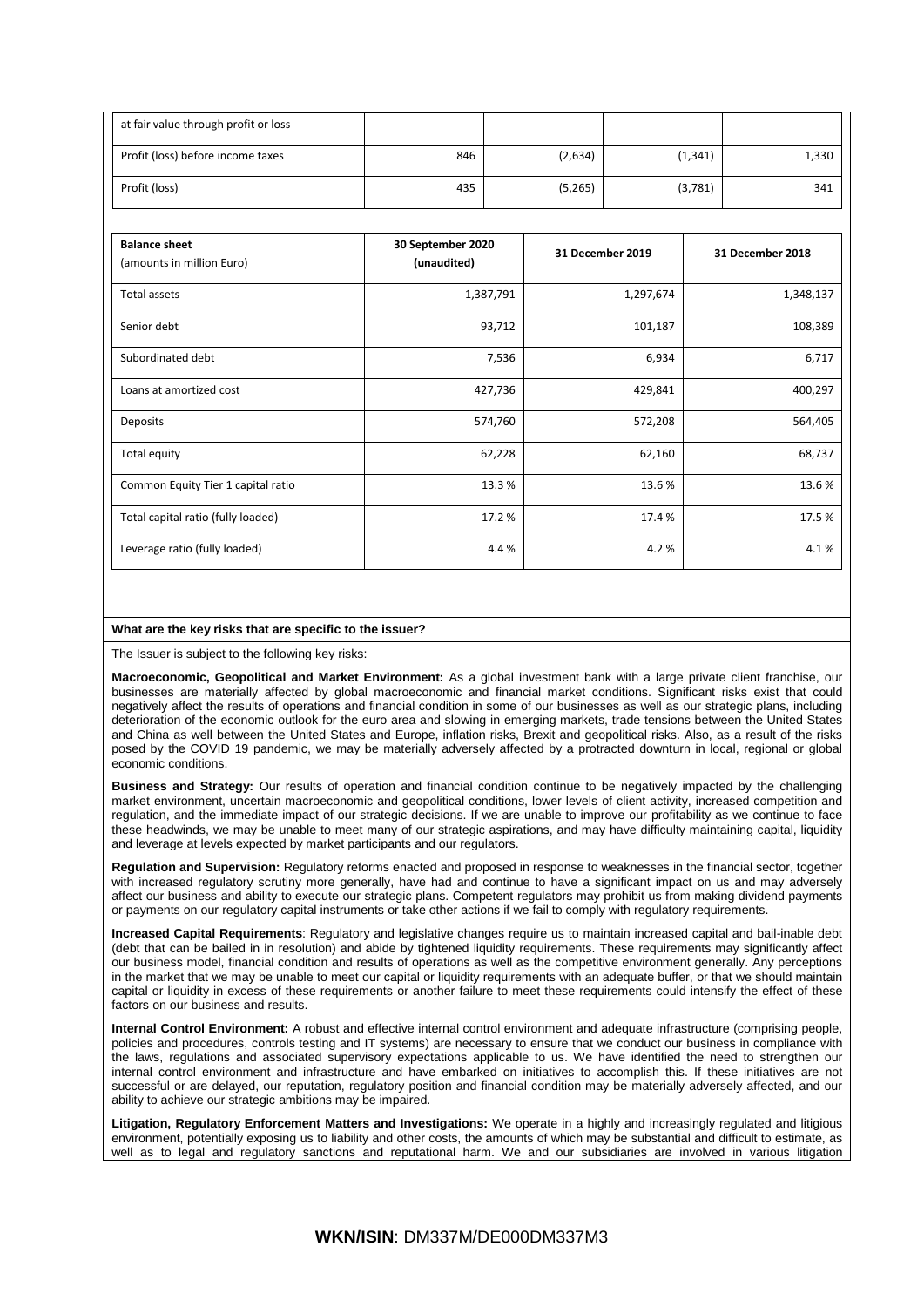| at fair value through profit or loss | | | | |
|---|---|---|---|---|
| Profit (loss) before income taxes | 846 | (2,634) | (1,341) | 1,330 |
| Profit (loss) | 435 | (5,265) | (3,781) | 341 |

| Balance sheet (amounts in million Euro) | 30 September 2020 (unaudited) | 31 December 2019 | 31 December 2018 |
|---|---|---|---|
| Total assets | 1,387,791 | 1,297,674 | 1,348,137 |
| Senior debt | 93,712 | 101,187 | 108,389 |
| Subordinated debt | 7,536 | 6,934 | 6,717 |
| Loans at amortized cost | 427,736 | 429,841 | 400,297 |
| Deposits | 574,760 | 572,208 | 564,405 |
| Total equity | 62,228 | 62,160 | 68,737 |
| Common Equity Tier 1 capital ratio | 13.3 % | 13.6 % | 13.6 % |
| Total capital ratio (fully loaded) | 17.2 % | 17.4 % | 17.5 % |
| Leverage ratio (fully loaded) | 4.4 % | 4.2 % | 4.1 % |

**What are the key risks that are specific to the issuer?**

The Issuer is subject to the following key risks:

**Macroeconomic, Geopolitical and Market Environment:** As a global investment bank with a large private client franchise, our businesses are materially affected by global macroeconomic and financial market conditions. Significant risks exist that could negatively affect the results of operations and financial condition in some of our businesses as well as our strategic plans, including deterioration of the economic outlook for the euro area and slowing in emerging markets, trade tensions between the United States and China as well between the United States and Europe, inflation risks, Brexit and geopolitical risks. Also, as a result of the risks posed by the COVID 19 pandemic, we may be materially adversely affected by a protracted downturn in local, regional or global economic conditions.

**Business and Strategy:** Our results of operation and financial condition continue to be negatively impacted by the challenging market environment, uncertain macroeconomic and geopolitical conditions, lower levels of client activity, increased competition and regulation, and the immediate impact of our strategic decisions. If we are unable to improve our profitability as we continue to face these headwinds, we may be unable to meet many of our strategic aspirations, and may have difficulty maintaining capital, liquidity and leverage at levels expected by market participants and our regulators.

**Regulation and Supervision:** Regulatory reforms enacted and proposed in response to weaknesses in the financial sector, together with increased regulatory scrutiny more generally, have had and continue to have a significant impact on us and may adversely affect our business and ability to execute our strategic plans. Competent regulators may prohibit us from making dividend payments or payments on our regulatory capital instruments or take other actions if we fail to comply with regulatory requirements.

**Increased Capital Requirements**: Regulatory and legislative changes require us to maintain increased capital and bail-inable debt (debt that can be bailed in in resolution) and abide by tightened liquidity requirements. These requirements may significantly affect our business model, financial condition and results of operations as well as the competitive environment generally. Any perceptions in the market that we may be unable to meet our capital or liquidity requirements with an adequate buffer, or that we should maintain capital or liquidity in excess of these requirements or another failure to meet these requirements could intensify the effect of these factors on our business and results.

**Internal Control Environment:** A robust and effective internal control environment and adequate infrastructure (comprising people, policies and procedures, controls testing and IT systems) are necessary to ensure that we conduct our business in compliance with the laws, regulations and associated supervisory expectations applicable to us. We have identified the need to strengthen our internal control environment and infrastructure and have embarked on initiatives to accomplish this. If these initiatives are not successful or are delayed, our reputation, regulatory position and financial condition may be materially adversely affected, and our ability to achieve our strategic ambitions may be impaired.

**Litigation, Regulatory Enforcement Matters and Investigations:** We operate in a highly and increasingly regulated and litigious environment, potentially exposing us to liability and other costs, the amounts of which may be substantial and difficult to estimate, as well as to legal and regulatory sanctions and reputational harm. We and our subsidiaries are involved in various litigation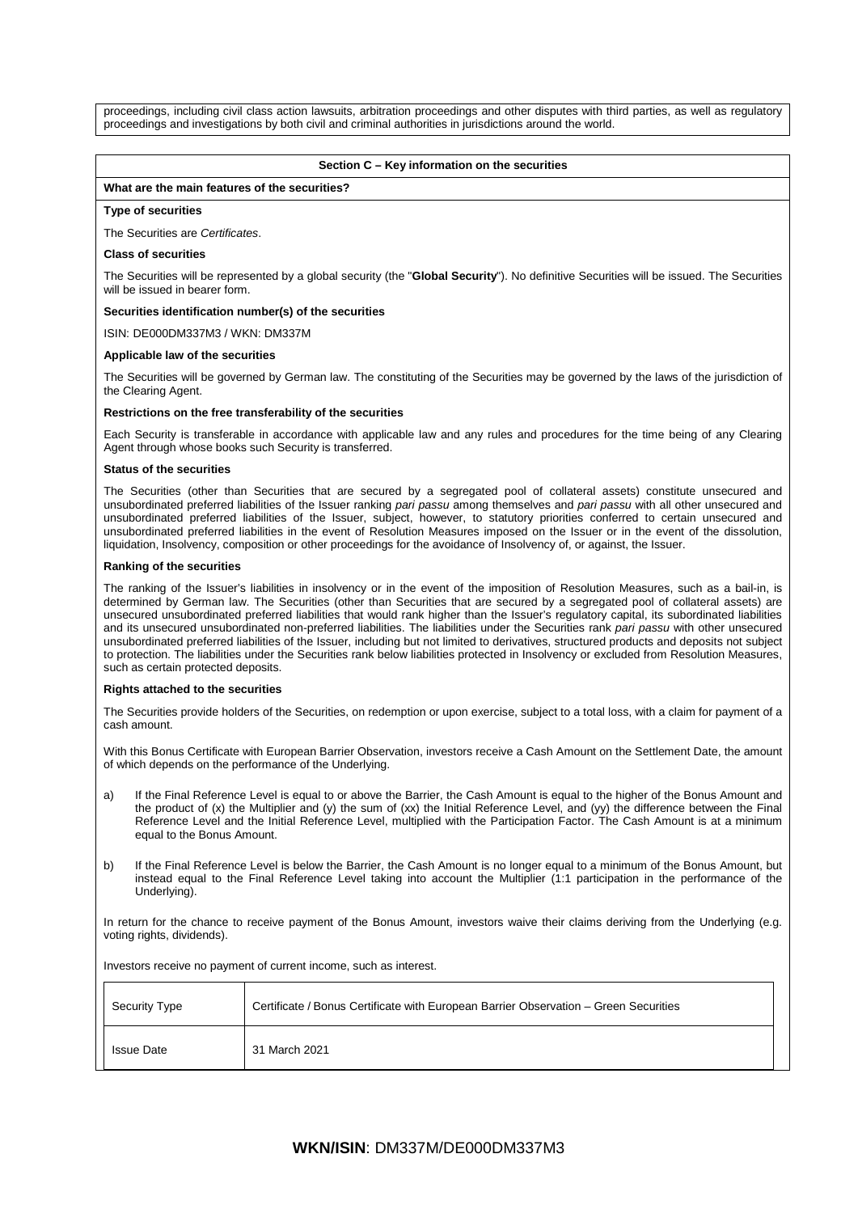proceedings, including civil class action lawsuits, arbitration proceedings and other disputes with third parties, as well as regulatory proceedings and investigations by both civil and criminal authorities in jurisdictions around the world.

## Section C – Key information on the securities

**What are the main features of the securities?**

**Type of securities**

The Securities are *Certificates*.

**Class of securities**

The Securities will be represented by a global security (the "**Global Security**"). No definitive Securities will be issued. The Securities will be issued in bearer form.

**Securities identification number(s) of the securities**

ISIN: DE000DM337M3 / WKN: DM337M

**Applicable law of the securities**

The Securities will be governed by German law. The constituting of the Securities may be governed by the laws of the jurisdiction of the Clearing Agent.

**Restrictions on the free transferability of the securities**

Each Security is transferable in accordance with applicable law and any rules and procedures for the time being of any Clearing Agent through whose books such Security is transferred.

**Status of the securities**

The Securities (other than Securities that are secured by a segregated pool of collateral assets) constitute unsecured and unsubordinated preferred liabilities of the Issuer ranking *pari passu* among themselves and *pari passu* with all other unsecured and unsubordinated preferred liabilities of the Issuer, subject, however, to statutory priorities conferred to certain unsecured and unsubordinated preferred liabilities in the event of Resolution Measures imposed on the Issuer or in the event of the dissolution, liquidation, Insolvency, composition or other proceedings for the avoidance of Insolvency of, or against, the Issuer.

**Ranking of the securities**

The ranking of the Issuer's liabilities in insolvency or in the event of the imposition of Resolution Measures, such as a bail-in, is determined by German law. The Securities (other than Securities that are secured by a segregated pool of collateral assets) are unsecured unsubordinated preferred liabilities that would rank higher than the Issuer's regulatory capital, its subordinated liabilities and its unsecured unsubordinated non-preferred liabilities. The liabilities under the Securities rank *pari passu* with other unsecured unsubordinated preferred liabilities of the Issuer, including but not limited to derivatives, structured products and deposits not subject to protection. The liabilities under the Securities rank below liabilities protected in Insolvency or excluded from Resolution Measures, such as certain protected deposits.

**Rights attached to the securities**

The Securities provide holders of the Securities, on redemption or upon exercise, subject to a total loss, with a claim for payment of a cash amount.

With this Bonus Certificate with European Barrier Observation, investors receive a Cash Amount on the Settlement Date, the amount of which depends on the performance of the Underlying.

a) If the Final Reference Level is equal to or above the Barrier, the Cash Amount is equal to the higher of the Bonus Amount and the product of (x) the Multiplier and (y) the sum of (xx) the Initial Reference Level, and (yy) the difference between the Final Reference Level and the Initial Reference Level, multiplied with the Participation Factor. The Cash Amount is at a minimum equal to the Bonus Amount.

b) If the Final Reference Level is below the Barrier, the Cash Amount is no longer equal to a minimum of the Bonus Amount, but instead equal to the Final Reference Level taking into account the Multiplier (1:1 participation in the performance of the Underlying).

In return for the chance to receive payment of the Bonus Amount, investors waive their claims deriving from the Underlying (e.g. voting rights, dividends).

Investors receive no payment of current income, such as interest.

| Security Type | Certificate / Bonus Certificate with European Barrier Observation – Green Securities |
|---|---|
| Issue Date | 31 March 2021 |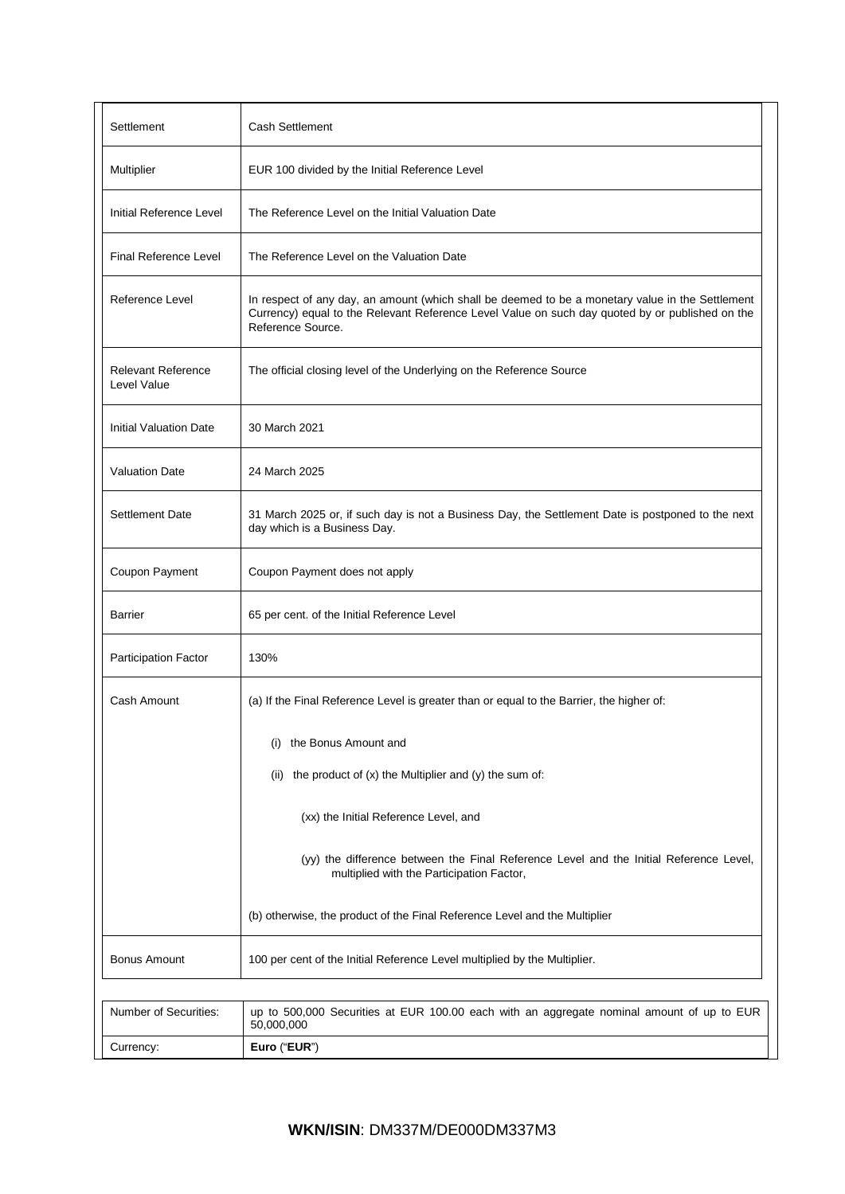| | |
|---|---|
| Settlement | Cash Settlement |
| Multiplier | EUR 100 divided by the Initial Reference Level |
| Initial Reference Level | The Reference Level on the Initial Valuation Date |
| Final Reference Level | The Reference Level on the Valuation Date |
| Reference Level | In respect of any day, an amount (which shall be deemed to be a monetary value in the Settlement Currency) equal to the Relevant Reference Level Value on such day quoted by or published on the Reference Source. |
| Relevant Reference Level Value | The official closing level of the Underlying on the Reference Source |
| Initial Valuation Date | 30 March 2021 |
| Valuation Date | 24 March 2025 |
| Settlement Date | 31 March 2025 or, if such day is not a Business Day, the Settlement Date is postponed to the next day which is a Business Day. |
| Coupon Payment | Coupon Payment does not apply |
| Barrier | 65 per cent. of the Initial Reference Level |
| Participation Factor | 130% |
| Cash Amount | (a) If the Final Reference Level is greater than or equal to the Barrier, the higher of:<br><br>(i) the Bonus Amount and<br><br>(ii) the product of (x) the Multiplier and (y) the sum of:<br><br>(xx) the Initial Reference Level, and<br><br>(yy) the difference between the Final Reference Level and the Initial Reference Level, multiplied with the Participation Factor,<br><br>(b) otherwise, the product of the Final Reference Level and the Multiplier |
| Bonus Amount | 100 per cent of the Initial Reference Level multiplied by the Multiplier. |

| | |
|---|---|
| Number of Securities: | up to 500,000 Securities at EUR 100.00 each with an aggregate nominal amount of up to EUR 50,000,000 |
| Currency: | **Euro** ("**EUR**") |

**WKN/ISIN**: DM337M/DE000DM337M3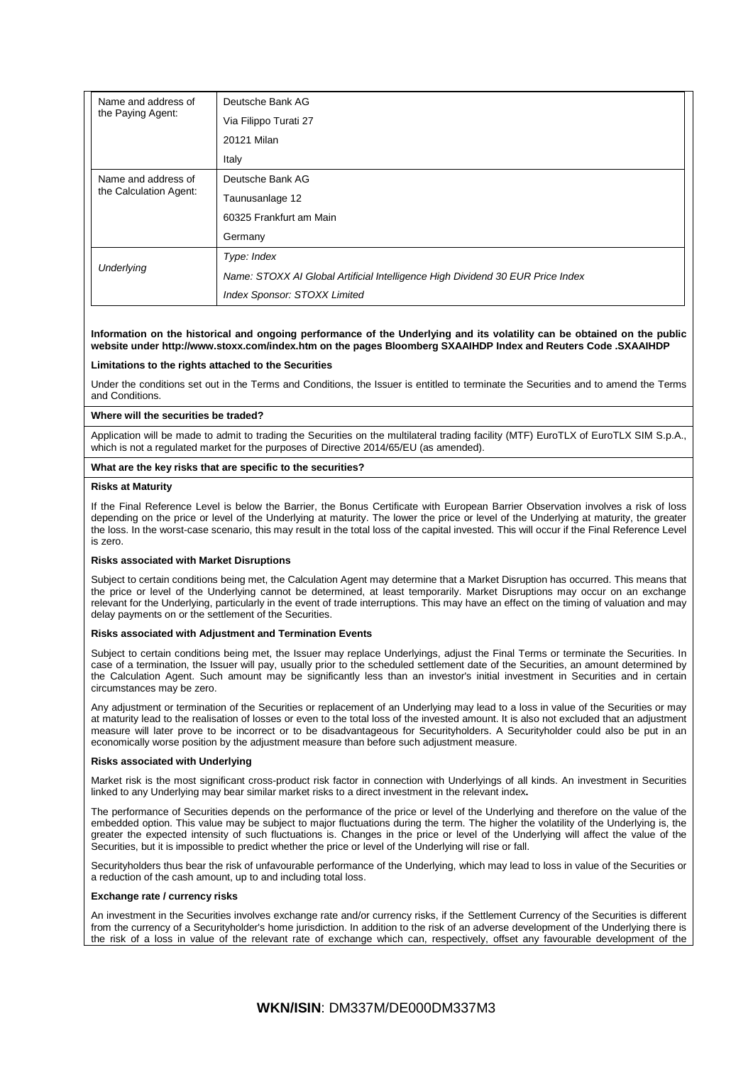| | |
|---|---|
| Name and address of the Paying Agent: | Deutsche Bank AG<br>Via Filippo Turati 27<br>20121 Milan<br>Italy |
| Name and address of the Calculation Agent: | Deutsche Bank AG<br>Taunusanlage 12<br>60325 Frankfurt am Main<br>Germany |
| *Underlying* | *Type: Index*<br>*Name: STOXX AI Global Artificial Intelligence High Dividend 30 EUR Price Index*<br>*Index Sponsor: STOXX Limited* |

**Information on the historical and ongoing performance of the Underlying and its volatility can be obtained on the public website under http://www.stoxx.com/index.htm on the pages Bloomberg SXAAIHDP Index and Reuters Code .SXAAIHDP**

**Limitations to the rights attached to the Securities**

Under the conditions set out in the Terms and Conditions, the Issuer is entitled to terminate the Securities and to amend the Terms and Conditions.

**Where will the securities be traded?**

Application will be made to admit to trading the Securities on the multilateral trading facility (MTF) EuroTLX of EuroTLX SIM S.p.A., which is not a regulated market for the purposes of Directive 2014/65/EU (as amended).

**What are the key risks that are specific to the securities?**

**Risks at Maturity**

If the Final Reference Level is below the Barrier, the Bonus Certificate with European Barrier Observation involves a risk of loss depending on the price or level of the Underlying at maturity. The lower the price or level of the Underlying at maturity, the greater the loss. In the worst-case scenario, this may result in the total loss of the capital invested. This will occur if the Final Reference Level is zero.

**Risks associated with Market Disruptions**

Subject to certain conditions being met, the Calculation Agent may determine that a Market Disruption has occurred. This means that the price or level of the Underlying cannot be determined, at least temporarily. Market Disruptions may occur on an exchange relevant for the Underlying, particularly in the event of trade interruptions. This may have an effect on the timing of valuation and may delay payments on or the settlement of the Securities.

**Risks associated with Adjustment and Termination Events**

Subject to certain conditions being met, the Issuer may replace Underlyings, adjust the Final Terms or terminate the Securities. In case of a termination, the Issuer will pay, usually prior to the scheduled settlement date of the Securities, an amount determined by the Calculation Agent. Such amount may be significantly less than an investor's initial investment in Securities and in certain circumstances may be zero.

Any adjustment or termination of the Securities or replacement of an Underlying may lead to a loss in value of the Securities or may at maturity lead to the realisation of losses or even to the total loss of the invested amount. It is also not excluded that an adjustment measure will later prove to be incorrect or to be disadvantageous for Securityholders. A Securityholder could also be put in an economically worse position by the adjustment measure than before such adjustment measure.

**Risks associated with Underlying**

Market risk is the most significant cross-product risk factor in connection with Underlyings of all kinds. An investment in Securities linked to any Underlying may bear similar market risks to a direct investment in the relevant index**.**

The performance of Securities depends on the performance of the price or level of the Underlying and therefore on the value of the embedded option. This value may be subject to major fluctuations during the term. The higher the volatility of the Underlying is, the greater the expected intensity of such fluctuations is. Changes in the price or level of the Underlying will affect the value of the Securities, but it is impossible to predict whether the price or level of the Underlying will rise or fall.

Securityholders thus bear the risk of unfavourable performance of the Underlying, which may lead to loss in value of the Securities or a reduction of the cash amount, up to and including total loss.

**Exchange rate / currency risks**

An investment in the Securities involves exchange rate and/or currency risks, if the Settlement Currency of the Securities is different from the currency of a Securityholder's home jurisdiction. In addition to the risk of an adverse development of the Underlying there is the risk of a loss in value of the relevant rate of exchange which can, respectively, offset any favourable development of the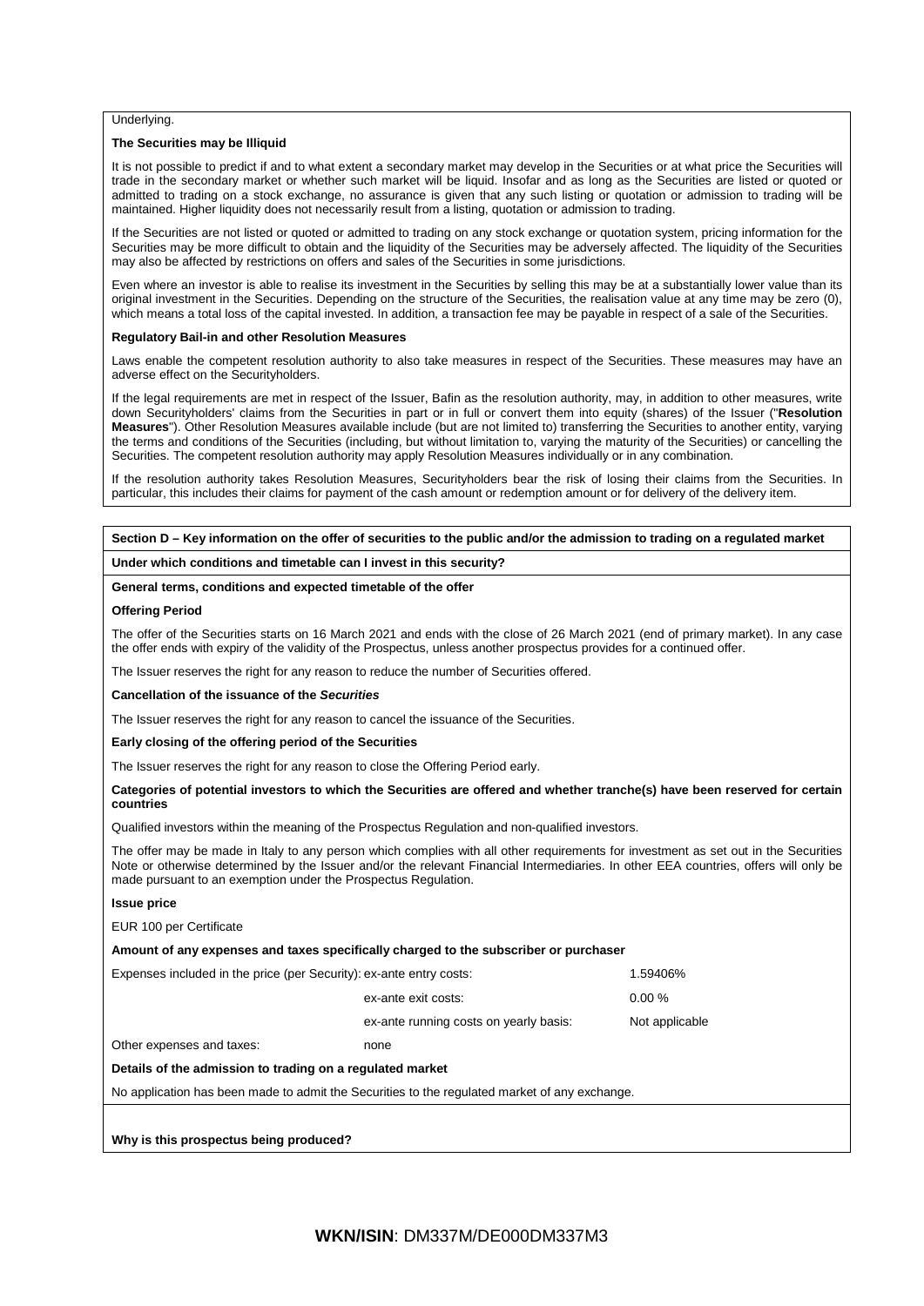Underlying.

**The Securities may be Illiquid**

It is not possible to predict if and to what extent a secondary market may develop in the Securities or at what price the Securities will trade in the secondary market or whether such market will be liquid. Insofar and as long as the Securities are listed or quoted or admitted to trading on a stock exchange, no assurance is given that any such listing or quotation or admission to trading will be maintained. Higher liquidity does not necessarily result from a listing, quotation or admission to trading.

If the Securities are not listed or quoted or admitted to trading on any stock exchange or quotation system, pricing information for the Securities may be more difficult to obtain and the liquidity of the Securities may be adversely affected. The liquidity of the Securities may also be affected by restrictions on offers and sales of the Securities in some jurisdictions.

Even where an investor is able to realise its investment in the Securities by selling this may be at a substantially lower value than its original investment in the Securities. Depending on the structure of the Securities, the realisation value at any time may be zero (0), which means a total loss of the capital invested. In addition, a transaction fee may be payable in respect of a sale of the Securities.

**Regulatory Bail-in and other Resolution Measures**

Laws enable the competent resolution authority to also take measures in respect of the Securities. These measures may have an adverse effect on the Securityholders.

If the legal requirements are met in respect of the Issuer, Bafin as the resolution authority, may, in addition to other measures, write down Securityholders' claims from the Securities in part or in full or convert them into equity (shares) of the Issuer ("**Resolution Measures**"). Other Resolution Measures available include (but are not limited to) transferring the Securities to another entity, varying the terms and conditions of the Securities (including, but without limitation to, varying the maturity of the Securities) or cancelling the Securities. The competent resolution authority may apply Resolution Measures individually or in any combination.

If the resolution authority takes Resolution Measures, Securityholders bear the risk of losing their claims from the Securities. In particular, this includes their claims for payment of the cash amount or redemption amount or for delivery of the delivery item.

**Section D – Key information on the offer of securities to the public and/or the admission to trading on a regulated market**

**Under which conditions and timetable can I invest in this security?**

**General terms, conditions and expected timetable of the offer**

**Offering Period**

The offer of the Securities starts on 16 March 2021 and ends with the close of 26 March 2021 (end of primary market). In any case the offer ends with expiry of the validity of the Prospectus, unless another prospectus provides for a continued offer.

The Issuer reserves the right for any reason to reduce the number of Securities offered.

**Cancellation of the issuance of the *Securities***

The Issuer reserves the right for any reason to cancel the issuance of the Securities.

**Early closing of the offering period of the Securities**

The Issuer reserves the right for any reason to close the Offering Period early.

**Categories of potential investors to which the Securities are offered and whether tranche(s) have been reserved for certain countries**

Qualified investors within the meaning of the Prospectus Regulation and non-qualified investors.

The offer may be made in Italy to any person which complies with all other requirements for investment as set out in the Securities Note or otherwise determined by the Issuer and/or the relevant Financial Intermediaries. In other EEA countries, offers will only be made pursuant to an exemption under the Prospectus Regulation.

**Issue price**

EUR 100 per Certificate

**Amount of any expenses and taxes specifically charged to the subscriber or purchaser**

| | | |
|---|---|---|
| Expenses included in the price (per Security): | ex-ante entry costs: | 1.59406% |
| | ex-ante exit costs: | 0.00 % |
| | ex-ante running costs on yearly basis: | Not applicable |
| Other expenses and taxes: | none | |

**Details of the admission to trading on a regulated market**

No application has been made to admit the Securities to the regulated market of any exchange.

**Why is this prospectus being produced?**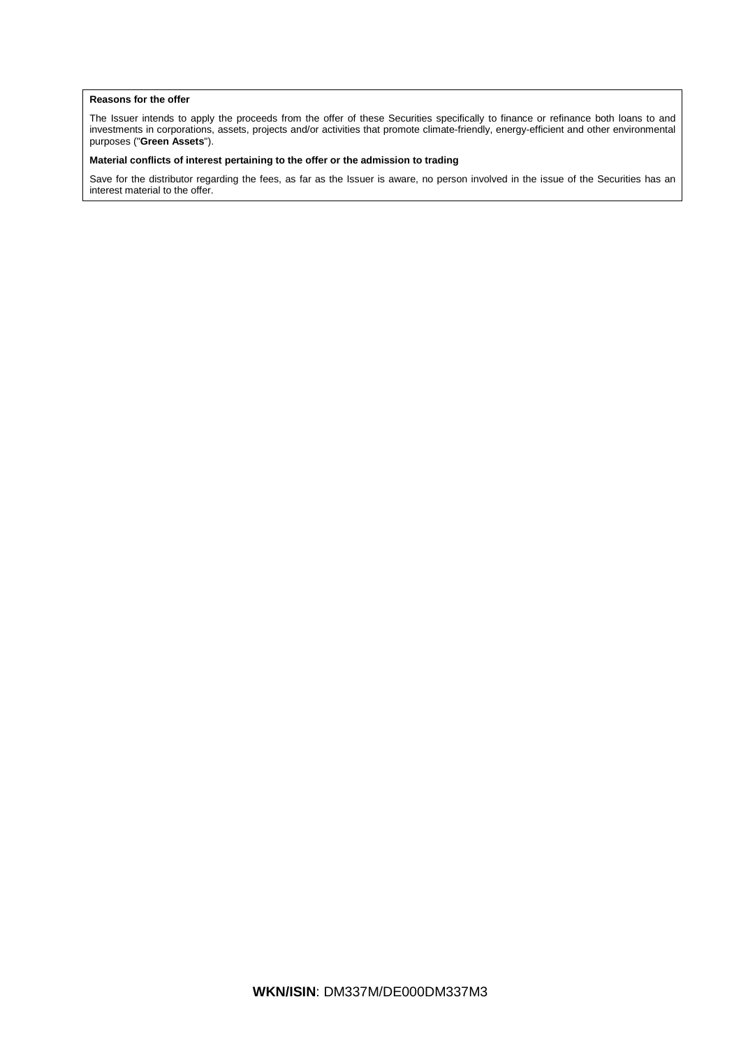**Reasons for the offer**

The Issuer intends to apply the proceeds from the offer of these Securities specifically to finance or refinance both loans to and investments in corporations, assets, projects and/or activities that promote climate-friendly, energy-efficient and other environmental purposes ("**Green Assets**").

**Material conflicts of interest pertaining to the offer or the admission to trading**

Save for the distributor regarding the fees, as far as the Issuer is aware, no person involved in the issue of the Securities has an interest material to the offer.